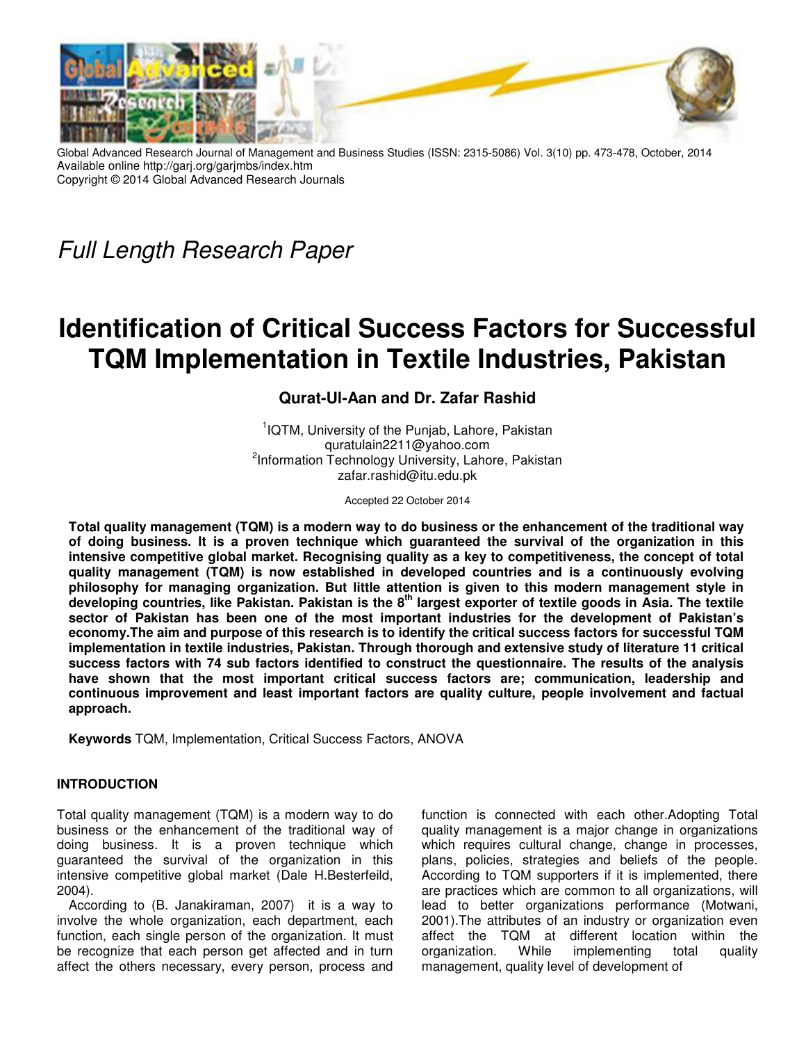Global Advanced Research Journal of Management and Business Studies (ISSN: 2315-5086) Vol. 3(10) pp. 473-478, October, 2014
Available online http://garj.org/garjmbs/index.htm
Copyright © 2014 Global Advanced Research Journals

*Full Length Research Paper*

# Identification of Critical Success Factors for Successful TQM Implementation in Textile Industries, Pakistan

**Qurat-Ul-Aan and Dr. Zafar Rashid**

[1]IQTM, University of the Punjab, Lahore, Pakistan
quratulain2211@yahoo.com
[2]Information Technology University, Lahore, Pakistan
zafar.rashid@itu.edu.pk

Accepted 22 October 2014

**Total quality management (TQM) is a modern way to do business or the enhancement of the traditional way of doing business. It is a proven technique which guaranteed the survival of the organization in this intensive competitive global market. Recognising quality as a key to competitiveness, the concept of total quality management (TQM) is now established in developed countries and is a continuously evolving philosophy for managing organization. But little attention is given to this modern management style in developing countries, like Pakistan. Pakistan is the 8th largest exporter of textile goods in Asia. The textile sector of Pakistan has been one of the most important industries for the development of Pakistan's economy.The aim and purpose of this research is to identify the critical success factors for successful TQM implementation in textile industries, Pakistan. Through thorough and extensive study of literature 11 critical success factors with 74 sub factors identified to construct the questionnaire. The results of the analysis have shown that the most important critical success factors are; communication, leadership and continuous improvement and least important factors are quality culture, people involvement and factual approach.**

**Keywords** TQM, Implementation, Critical Success Factors, ANOVA

## INTRODUCTION

Total quality management (TQM) is a modern way to do business or the enhancement of the traditional way of doing business. It is a proven technique which guaranteed the survival of the organization in this intensive competitive global market (Dale H.Besterfeild, 2004).

According to (B. Janakiraman, 2007) it is a way to involve the whole organization, each department, each function, each single person of the organization. It must be recognize that each person get affected and in turn affect the others necessary, every person, process and function is connected with each other.Adopting Total quality management is a major change in organizations which requires cultural change, change in processes, plans, policies, strategies and beliefs of the people. According to TQM supporters if it is implemented, there are practices which are common to all organizations, will lead to better organizations performance (Motwani, 2001).The attributes of an industry or organization even affect the TQM at different location within the organization. While implementing total quality management, quality level of development of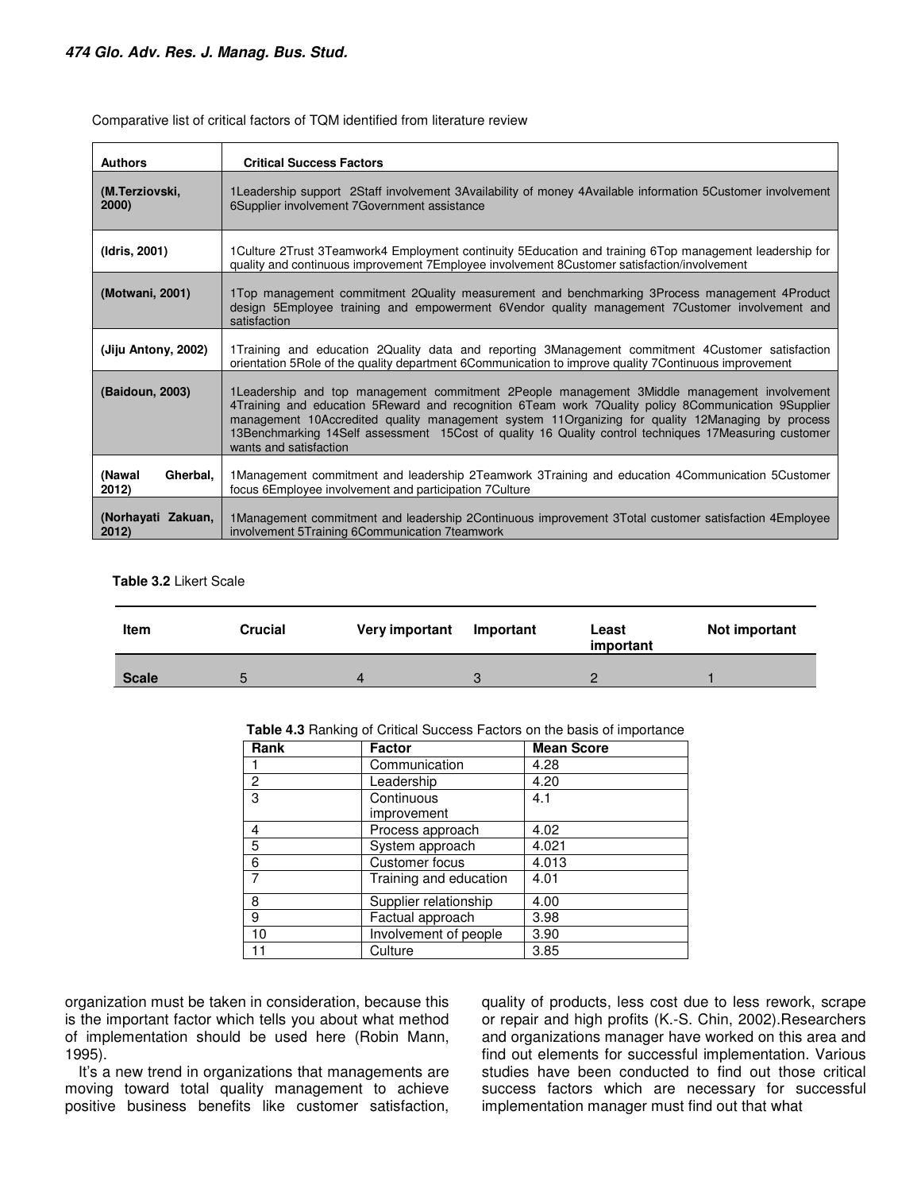Comparative list of critical factors of TQM identified from literature review

| Authors | Critical Success Factors |
|---|---|
| (M.Terziovski, 2000) | 1Leadership support 2Staff involvement 3Availability of money 4Available information 5Customer involvement 6Supplier involvement 7Government assistance |
| (Idris, 2001) | 1Culture 2Trust 3Teamwork4 Employment continuity 5Education and training 6Top management leadership for quality and continuous improvement 7Employee involvement 8Customer satisfaction/involvement |
| (Motwani, 2001) | 1Top management commitment 2Quality measurement and benchmarking 3Process management 4Product design 5Employee training and empowerment 6Vendor quality management 7Customer involvement and satisfaction |
| (Jiju Antony, 2002) | 1Training and education 2Quality data and reporting 3Management commitment 4Customer satisfaction orientation 5Role of the quality department 6Communication to improve quality 7Continuous improvement |
| (Baidoun, 2003) | 1Leadership and top management commitment 2People management 3Middle management involvement 4Training and education 5Reward and recognition 6Team work 7Quality policy 8Communication 9Supplier management 10Accredited quality management system 11Organizing for quality 12Managing by process 13Benchmarking 14Self assessment 15Cost of quality 16 Quality control techniques 17Measuring customer wants and satisfaction |
| (Nawal Gherbal, 2012) | 1Management commitment and leadership 2Teamwork 3Training and education 4Communication 5Customer focus 6Employee involvement and participation 7Culture |
| (Norhayati Zakuan, 2012) | 1Management commitment and leadership 2Continuous improvement 3Total customer satisfaction 4Employee involvement 5Training 6Communication 7teamwork |

**Table 3.2** Likert Scale

| Item | Crucial | Very important | Important | Least important | Not important |
|---|---|---|---|---|---|
| **Scale** | 5 | 4 | 3 | 2 | 1 |

**Table 4.3** Ranking of Critical Success Factors on the basis of importance

| Rank | Factor | Mean Score |
|---|---|---|
| 1 | Communication | 4.28 |
| 2 | Leadership | 4.20 |
| 3 | Continuous improvement | 4.1 |
| 4 | Process approach | 4.02 |
| 5 | System approach | 4.021 |
| 6 | Customer focus | 4.013 |
| 7 | Training and education | 4.01 |
| 8 | Supplier relationship | 4.00 |
| 9 | Factual approach | 3.98 |
| 10 | Involvement of people | 3.90 |
| 11 | Culture | 3.85 |

organization must be taken in consideration, because this is the important factor which tells you about what method of implementation should be used here (Robin Mann, 1995).

It's a new trend in organizations that managements are moving toward total quality management to achieve positive business benefits like customer satisfaction, quality of products, less cost due to less rework, scrape or repair and high profits (K.-S. Chin, 2002).Researchers and organizations manager have worked on this area and find out elements for successful implementation. Various studies have been conducted to find out those critical success factors which are necessary for successful implementation manager must find out that what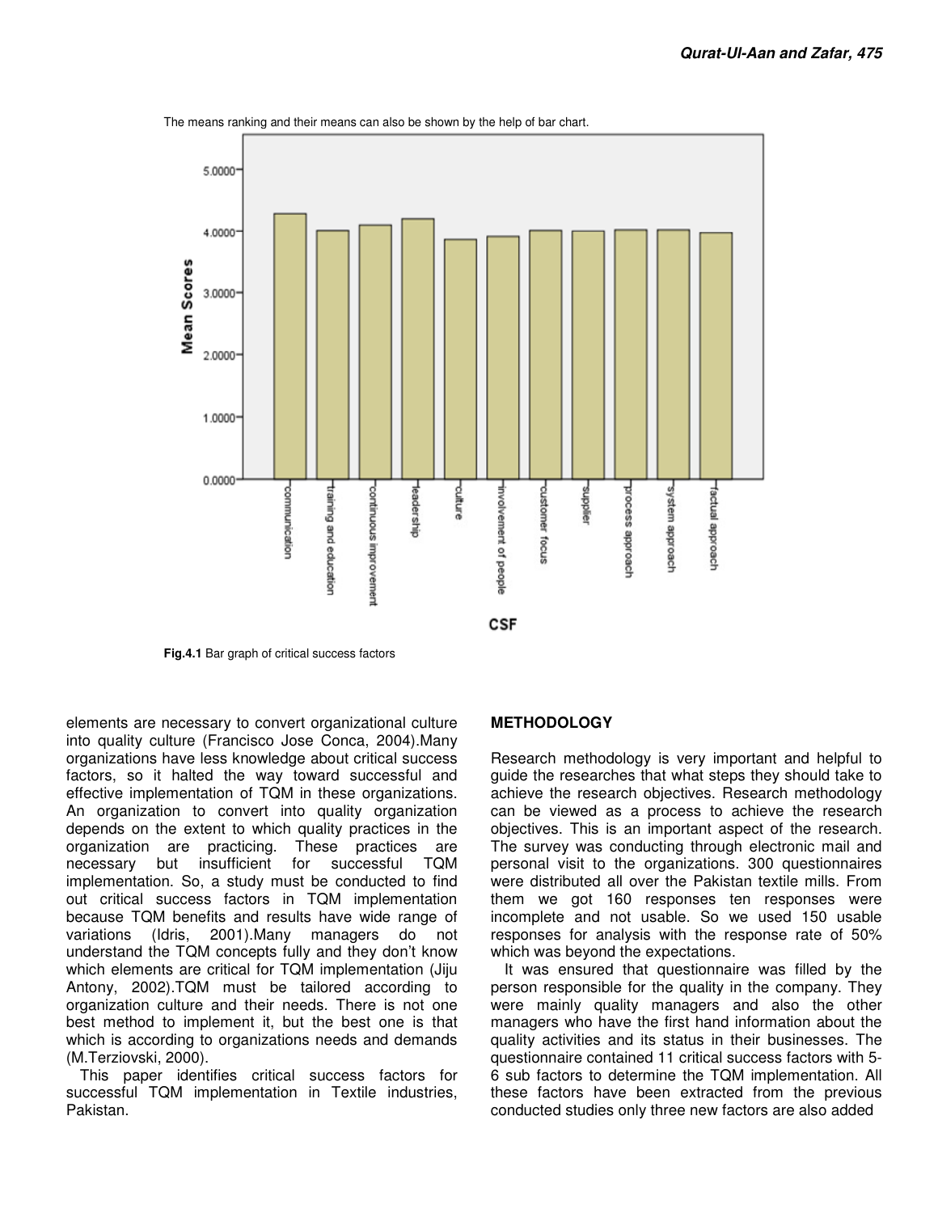The means ranking and their means can also be shown by the help of bar chart.

Fig.4.1 Bar graph of critical success factors

elements are necessary to convert organizational culture into quality culture (Francisco Jose Conca, 2004).Many organizations have less knowledge about critical success factors, so it halted the way toward successful and effective implementation of TQM in these organizations. An organization to convert into quality organization depends on the extent to which quality practices in the organization are practicing. These practices are necessary but insufficient for successful TQM implementation. So, a study must be conducted to find out critical success factors in TQM implementation because TQM benefits and results have wide range of variations (Idris, 2001).Many managers do not understand the TQM concepts fully and they don't know which elements are critical for TQM implementation (Jiju Antony, 2002).TQM must be tailored according to organization culture and their needs. There is not one best method to implement it, but the best one is that which is according to organizations needs and demands (M.Terziovski, 2000).

This paper identifies critical success factors for successful TQM implementation in Textile industries, Pakistan.

## METHODOLOGY

Research methodology is very important and helpful to guide the researches that what steps they should take to achieve the research objectives. Research methodology can be viewed as a process to achieve the research objectives. This is an important aspect of the research. The survey was conducting through electronic mail and personal visit to the organizations. 300 questionnaires were distributed all over the Pakistan textile mills. From them we got 160 responses ten responses were incomplete and not usable. So we used 150 usable responses for analysis with the response rate of 50% which was beyond the expectations.

It was ensured that questionnaire was filled by the person responsible for the quality in the company. They were mainly quality managers and also the other managers who have the first hand information about the quality activities and its status in their businesses. The questionnaire contained 11 critical success factors with 5-6 sub factors to determine the TQM implementation. All these factors have been extracted from the previous conducted studies only three new factors are also added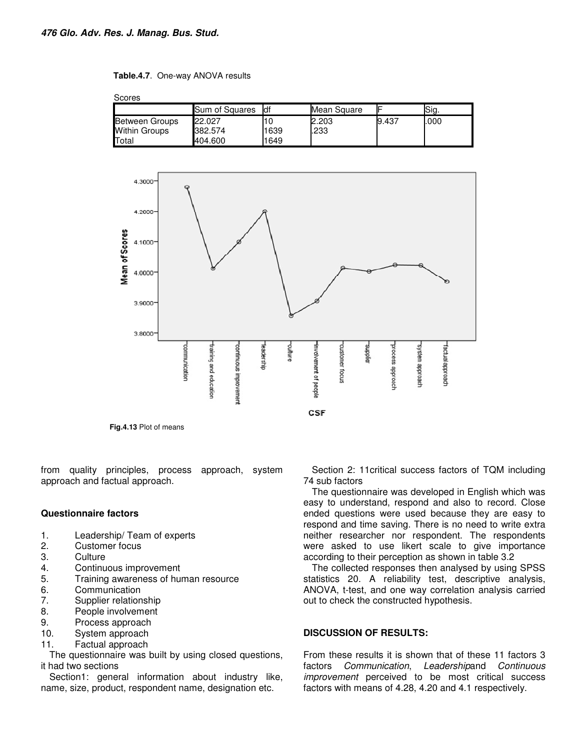**Table.4.7**. One-way ANOVA results

Scores

| | Sum of Squares | df | Mean Square | F | Sig. |
|---|---|---|---|---|---|
| Between Groups | 22.027 | 10 | 2.203 | 9.437 | .000 |
| Within Groups | 382.574 | 1639 | .233 | | |
| Total | 404.600 | 1649 | | | |

**Fig.4.13** Plot of means

from quality principles, process approach, system approach and factual approach.

**Questionnaire factors**

1. Leadership/ Team of experts
2. Customer focus
3. Culture
4. Continuous improvement
5. Training awareness of human resource
6. Communication
7. Supplier relationship
8. People involvement
9. Process approach
10. System approach
11. Factual approach

The questionnaire was built by using closed questions, it had two sections

Section1: general information about industry like, name, size, product, respondent name, designation etc.

Section 2: 11critical success factors of TQM including 74 sub factors

The questionnaire was developed in English which was easy to understand, respond and also to record. Close ended questions were used because they are easy to respond and time saving. There is no need to write extra neither researcher nor respondent. The respondents were asked to use likert scale to give importance according to their perception as shown in table 3.2

The collected responses then analysed by using SPSS statistics 20. A reliability test, descriptive analysis, ANOVA, t-test, and one way correlation analysis carried out to check the constructed hypothesis.

**DISCUSSION OF RESULTS:**

From these results it is shown that of these 11 factors 3 factors *Communication*, *Leadership*and *Continuous improvement* perceived to be most critical success factors with means of 4.28, 4.20 and 4.1 respectively.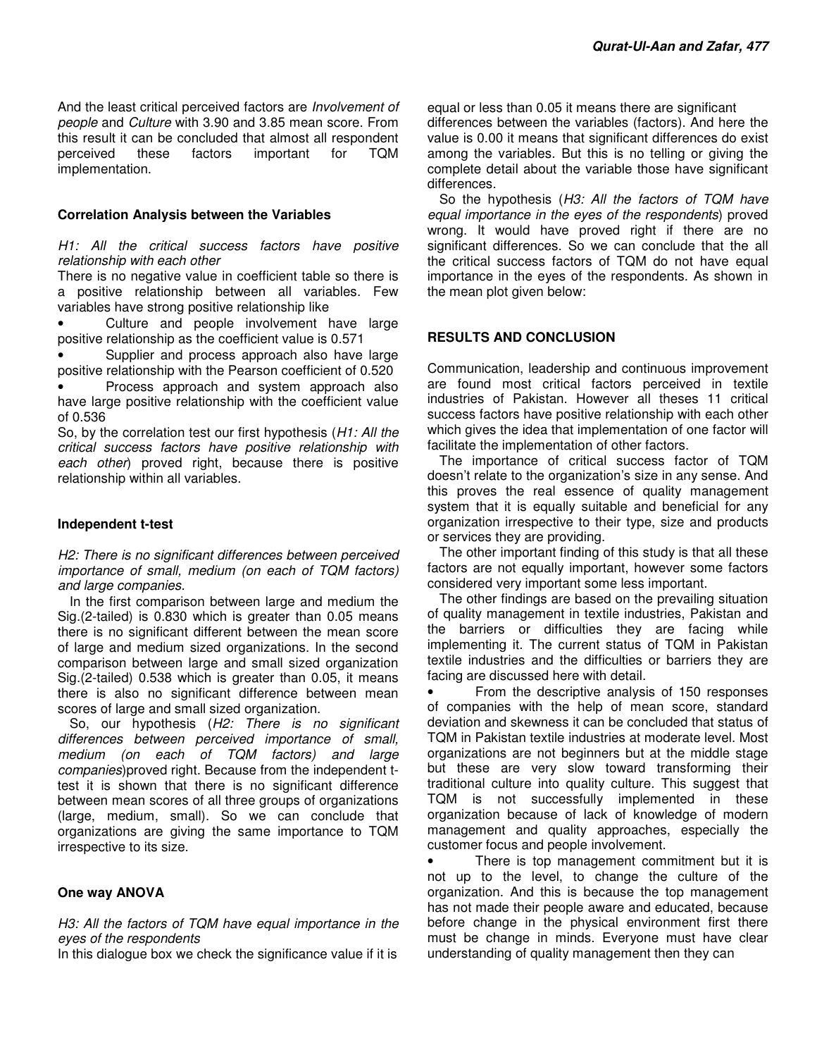And the least critical perceived factors are *Involvement of people* and *Culture* with 3.90 and 3.85 mean score. From this result it can be concluded that almost all respondent perceived these factors important for TQM implementation.

### Correlation Analysis between the Variables

*H1: All the critical success factors have positive relationship with each other*

There is no negative value in coefficient table so there is a positive relationship between all variables. Few variables have strong positive relationship like

- Culture and people involvement have large positive relationship as the coefficient value is 0.571
- Supplier and process approach also have large positive relationship with the Pearson coefficient of 0.520
- Process approach and system approach also have large positive relationship with the coefficient value of 0.536

So, by the correlation test our first hypothesis (*H1: All the critical success factors have positive relationship with each other*) proved right, because there is positive relationship within all variables.

### Independent t-test

*H2: There is no significant differences between perceived importance of small, medium (on each of TQM factors) and large companies.*

In the first comparison between large and medium the Sig.(2-tailed) is 0.830 which is greater than 0.05 means there is no significant different between the mean score of large and medium sized organizations. In the second comparison between large and small sized organization Sig.(2-tailed) 0.538 which is greater than 0.05, it means there is also no significant difference between mean scores of large and small sized organization.

So, our hypothesis (*H2: There is no significant differences between perceived importance of small, medium (on each of TQM factors) and large companies*)proved right. Because from the independent t-test it is shown that there is no significant difference between mean scores of all three groups of organizations (large, medium, small). So we can conclude that organizations are giving the same importance to TQM irrespective to its size.

### One way ANOVA

*H3: All the factors of TQM have equal importance in the eyes of the respondents*

In this dialogue box we check the significance value if it is equal or less than 0.05 it means there are significant differences between the variables (factors). And here the value is 0.00 it means that significant differences do exist among the variables. But this is no telling or giving the complete detail about the variable those have significant differences.

So the hypothesis (*H3: All the factors of TQM have equal importance in the eyes of the respondents*) proved wrong. It would have proved right if there are no significant differences. So we can conclude that the all the critical success factors of TQM do not have equal importance in the eyes of the respondents. As shown in the mean plot given below:

## RESULTS AND CONCLUSION

Communication, leadership and continuous improvement are found most critical factors perceived in textile industries of Pakistan. However all theses 11 critical success factors have positive relationship with each other which gives the idea that implementation of one factor will facilitate the implementation of other factors.

The importance of critical success factor of TQM doesn't relate to the organization's size in any sense. And this proves the real essence of quality management system that it is equally suitable and beneficial for any organization irrespective to their type, size and products or services they are providing.

The other important finding of this study is that all these factors are not equally important, however some factors considered very important some less important.

The other findings are based on the prevailing situation of quality management in textile industries, Pakistan and the barriers or difficulties they are facing while implementing it. The current status of TQM in Pakistan textile industries and the difficulties or barriers they are facing are discussed here with detail.

- From the descriptive analysis of 150 responses of companies with the help of mean score, standard deviation and skewness it can be concluded that status of TQM in Pakistan textile industries at moderate level. Most organizations are not beginners but at the middle stage but these are very slow toward transforming their traditional culture into quality culture. This suggest that TQM is not successfully implemented in these organization because of lack of knowledge of modern management and quality approaches, especially the customer focus and people involvement.
- There is top management commitment but it is not up to the level, to change the culture of the organization. And this is because the top management has not made their people aware and educated, because before change in the physical environment first there must be change in minds. Everyone must have clear understanding of quality management then they can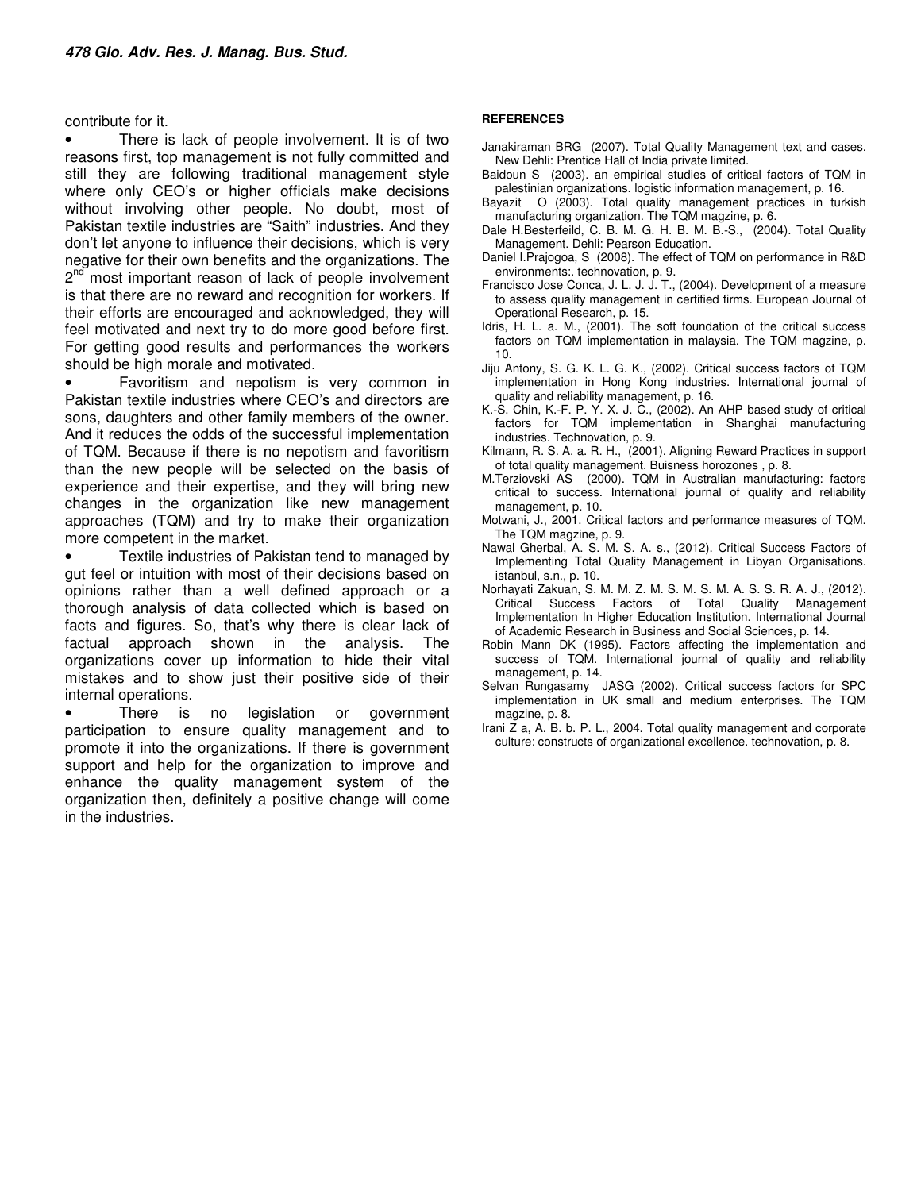contribute for it.

- There is lack of people involvement. It is of two reasons first, top management is not fully committed and still they are following traditional management style where only CEO's or higher officials make decisions without involving other people. No doubt, most of Pakistan textile industries are "Saith" industries. And they don't let anyone to influence their decisions, which is very negative for their own benefits and the organizations. The 2nd most important reason of lack of people involvement is that there are no reward and recognition for workers. If their efforts are encouraged and acknowledged, they will feel motivated and next try to do more good before first. For getting good results and performances the workers should be high morale and motivated.
- Favoritism and nepotism is very common in Pakistan textile industries where CEO's and directors are sons, daughters and other family members of the owner. And it reduces the odds of the successful implementation of TQM. Because if there is no nepotism and favoritism than the new people will be selected on the basis of experience and their expertise, and they will bring new changes in the organization like new management approaches (TQM) and try to make their organization more competent in the market.
- Textile industries of Pakistan tend to managed by gut feel or intuition with most of their decisions based on opinions rather than a well defined approach or a thorough analysis of data collected which is based on facts and figures. So, that's why there is clear lack of factual approach shown in the analysis. The organizations cover up information to hide their vital mistakes and to show just their positive side of their internal operations.
- There is no legislation or government participation to ensure quality management and to promote it into the organizations. If there is government support and help for the organization to improve and enhance the quality management system of the organization then, definitely a positive change will come in the industries.

## REFERENCES

Janakiraman BRG (2007). Total Quality Management text and cases. New Dehli: Prentice Hall of India private limited.

Baidoun S (2003). an empirical studies of critical factors of TQM in palestinian organizations. logistic information management, p. 16.

Bayazit O (2003). Total quality management practices in turkish manufacturing organization. The TQM magzine, p. 6.

Dale H.Besterfeild, C. B. M. G. H. B. M. B.-S., (2004). Total Quality Management. Dehli: Pearson Education.

Daniel I.Prajogoa, S (2008). The effect of TQM on performance in R&D environments:. technovation, p. 9.

Francisco Jose Conca, J. L. J. J. T., (2004). Development of a measure to assess quality management in certified firms. European Journal of Operational Research, p. 15.

Idris, H. L. a. M., (2001). The soft foundation of the critical success factors on TQM implementation in malaysia. The TQM magzine, p. 10.

Jiju Antony, S. G. K. L. G. K., (2002). Critical success factors of TQM implementation in Hong Kong industries. International journal of quality and reliability management, p. 16.

K.-S. Chin, K.-F. P. Y. X. J. C., (2002). An AHP based study of critical factors for TQM implementation in Shanghai manufacturing industries. Technovation, p. 9.

Kilmann, R. S. A. a. R. H., (2001). Aligning Reward Practices in support of total quality management. Buisness horozones , p. 8.

M.Terziovski AS (2000). TQM in Australian manufacturing: factors critical to success. International journal of quality and reliability management, p. 10.

Motwani, J., 2001. Critical factors and performance measures of TQM. The TQM magzine, p. 9.

Nawal Gherbal, A. S. M. S. A. s., (2012). Critical Success Factors of Implementing Total Quality Management in Libyan Organisations. istanbul, s.n., p. 10.

Norhayati Zakuan, S. M. M. Z. M. S. M. S. M. A. S. S. R. A. J., (2012). Critical Success Factors of Total Quality Management Implementation In Higher Education Institution. International Journal of Academic Research in Business and Social Sciences, p. 14.

Robin Mann DK (1995). Factors affecting the implementation and success of TQM. International journal of quality and reliability management, p. 14.

Selvan Rungasamy JASG (2002). Critical success factors for SPC implementation in UK small and medium enterprises. The TQM magzine, p. 8.

Irani Z a, A. B. b. P. L., 2004. Total quality management and corporate culture: constructs of organizational excellence. technovation, p. 8.